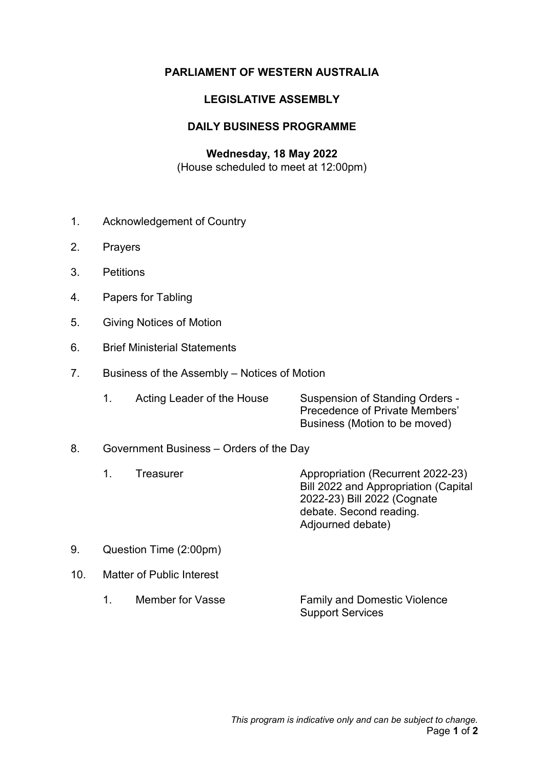# PARLIAMENT OF WESTERN AUSTRALIA

## LEGISLATIVE ASSEMBLY

## DAILY BUSINESS PROGRAMME

**Wednesday, 18 May 2022**
(House scheduled to meet at 12:00pm)

1. Acknowledgement of Country
2. Prayers
3. Petitions
4. Papers for Tabling
5. Giving Notices of Motion
6. Brief Ministerial Statements
7. Business of the Assembly – Notices of Motion
    1. Acting Leader of the House — Suspension of Standing Orders - Precedence of Private Members' Business (Motion to be moved)
8. Government Business – Orders of the Day
    1. Treasurer — Appropriation (Recurrent 2022-23) Bill 2022 and Appropriation (Capital 2022-23) Bill 2022 (Cognate debate. Second reading. Adjourned debate)
9. Question Time (2:00pm)
10. Matter of Public Interest
    1. Member for Vasse — Family and Domestic Violence Support Services

*This program is indicative only and can be subject to change.*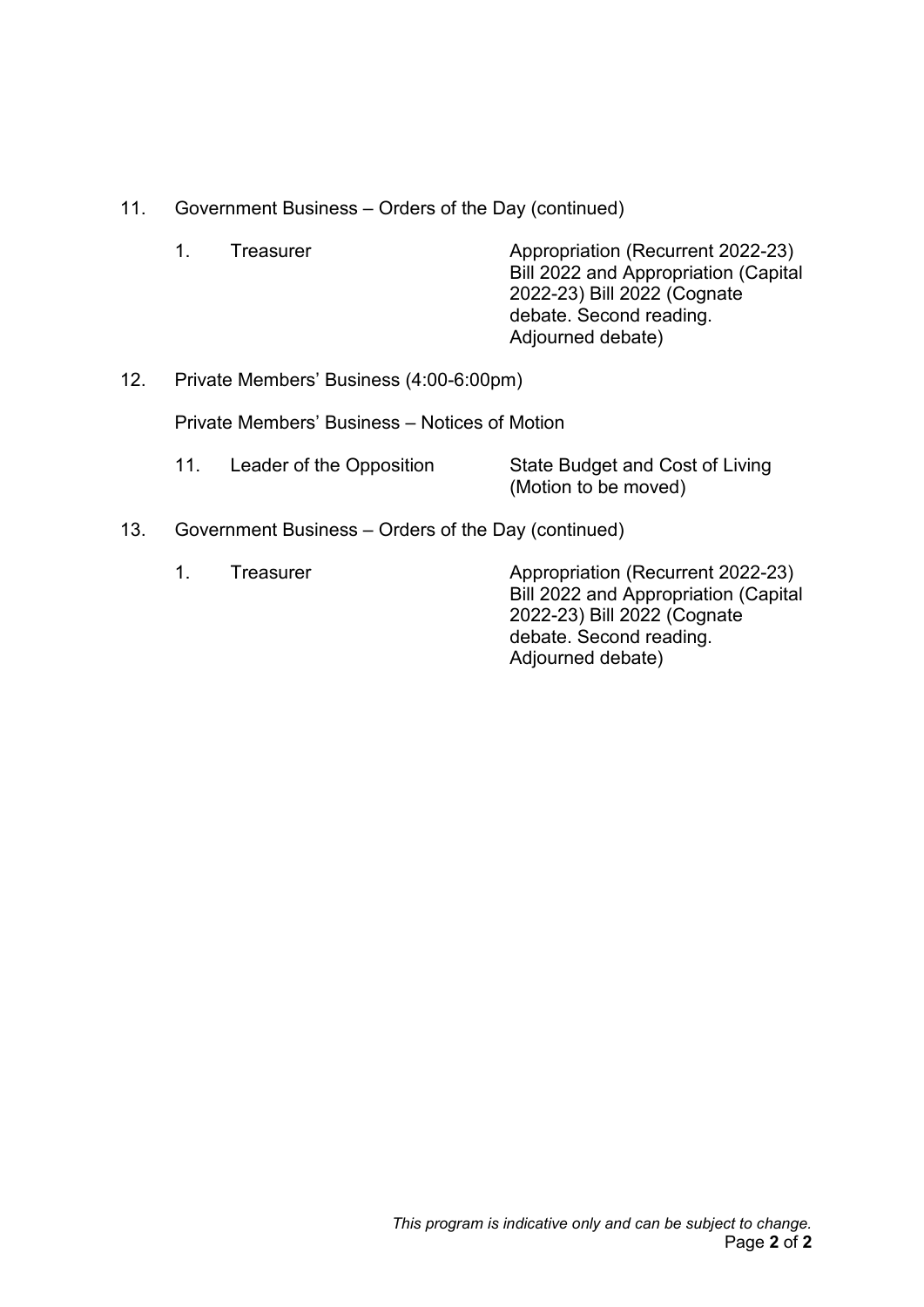11. Government Business – Orders of the Day (continued)

    1. Treasurer — Appropriation (Recurrent 2022-23) Bill 2022 and Appropriation (Capital 2022-23) Bill 2022 (Cognate debate. Second reading. Adjourned debate)

12. Private Members' Business (4:00-6:00pm)

    Private Members' Business – Notices of Motion

    11. Leader of the Opposition — State Budget and Cost of Living (Motion to be moved)

13. Government Business – Orders of the Day (continued)

    1. Treasurer — Appropriation (Recurrent 2022-23) Bill 2022 and Appropriation (Capital 2022-23) Bill 2022 (Cognate debate. Second reading. Adjourned debate)

*This program is indicative only and can be subject to change.*